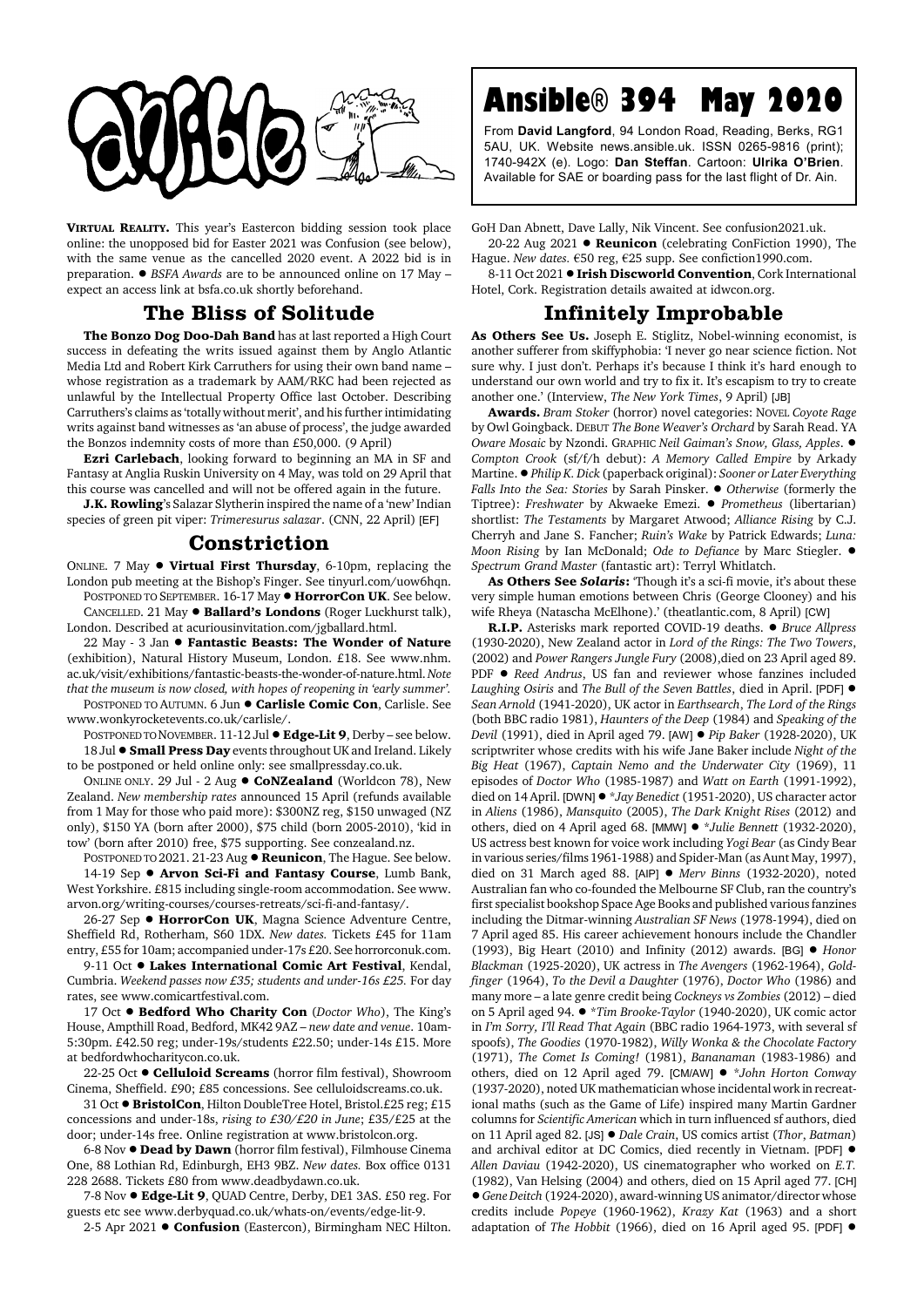# Ansible® 394 May 2020

From **David Langford**, 94 London Road, Reading, Berks, RG1 5AU, UK. Website news.ansible.uk. ISSN 0265-9816 (print); 1740-942X (e). Logo: **Dan Steffan**. Cartoon: **Ulrika O'Brien**. Available for SAE or boarding pass for the last flight of Dr. Ain.

**Virtual Reality.** This year's Eastercon bidding session took place online: the unopposed bid for Easter 2021 was Confusion (see below), with the same venue as the cancelled 2020 event. A 2022 bid is in preparation. ● *BSFA Awards* are to be announced online on 17 May – expect an access link at bsfa.co.uk shortly beforehand.

## The Bliss of Solitude

**The Bonzo Dog Doo-Dah Band** has at last reported a High Court success in defeating the writs issued against them by Anglo Atlantic Media Ltd and Robert Kirk Carruthers for using their own band name – whose registration as a trademark by AAM/RKC had been rejected as unlawful by the Intellectual Property Office last October. Describing Carruthers's claims as 'totally without merit', and his further intimidating writs against band witnesses as 'an abuse of process', the judge awarded the Bonzos indemnity costs of more than £50,000. (9 April)

**Ezri Carlebach**, looking forward to beginning an MA in SF and Fantasy at Anglia Ruskin University on 4 May, was told on 29 April that this course was cancelled and will not be offered again in the future.

**J.K. Rowling**'s Salazar Slytherin inspired the name of a 'new' Indian species of green pit viper: *Trimeresurus salazar*. (CNN, 22 April) [EF]

## Constriction

ONLINE. 7 May ● **Virtual First Thursday**, 6-10pm, replacing the London pub meeting at the Bishop's Finger. See tinyurl.com/uow6hqn.

POSTPONED TO SEPTEMBER. 16-17 May ● **HorrorCon UK**. See below.

CANCELLED. 21 May ● **Ballard's Londons** (Roger Luckhurst talk), London. Described at acuriousinvitation.com/jgballard.html.

22 May - 3 Jan ● **Fantastic Beasts: The Wonder of Nature** (exhibition), Natural History Museum, London. £18. See www.nhm.ac.uk/visit/exhibitions/fantastic-beasts-the-wonder-of-nature.html. *Note that the museum is now closed, with hopes of reopening in 'early summer'.*

POSTPONED TO AUTUMN. 6 Jun ● **Carlisle Comic Con**, Carlisle. See www.wonkyrocketevents.co.uk/carlisle/.

POSTPONED TO NOVEMBER. 11-12 Jul ● **Edge-Lit 9**, Derby – see below.

18 Jul ● **Small Press Day** events throughout UK and Ireland. Likely to be postponed or held online only: see smallpressday.co.uk.

ONLINE ONLY. 29 Jul - 2 Aug ● **CoNZealand** (Worldcon 78), New Zealand. *New membership rates* announced 15 April (refunds available from 1 May for those who paid more): $300NZ reg, $150 unwaged (NZ only), $150 YA (born after 2000), $75 child (born 2005-2010), 'kid in tow' (born after 2010) free, $75 supporting. See conzealand.nz.

POSTPONED TO 2021. 21-23 Aug ● **Reunicon**, The Hague. See below.

14-19 Sep ● **Arvon Sci-Fi and Fantasy Course**, Lumb Bank, West Yorkshire. £815 including single-room accommodation. See www.arvon.org/writing-courses/courses-retreats/sci-fi-and-fantasy/.

26-27 Sep ● **HorrorCon UK**, Magna Science Adventure Centre, Sheffield Rd, Rotherham, S60 1DX. *New dates.* Tickets £45 for 11am entry, £55 for 10am; accompanied under-17s £20. See horrorconuk.com.

9-11 Oct ● **Lakes International Comic Art Festival**, Kendal, Cumbria. *Weekend passes now £35; students and under-16s £25.* For day rates, see www.comicartfestival.com.

17 Oct ● **Bedford Who Charity Con** (*Doctor Who*), The King's House, Ampthill Road, Bedford, MK42 9AZ – *new date and venue*. 10am-5:30pm. £42.50 reg; under-19s/students £22.50; under-14s £15. More at bedfordwhocharitycon.co.uk.

22-25 Oct ● **Celluloid Screams** (horror film festival), Showroom Cinema, Sheffield. £90; £85 concessions. See celluloidscreams.co.uk.

31 Oct ● **BristolCon**, Hilton DoubleTree Hotel, Bristol. £25 reg; £15 concessions and under-18s, *rising to £30/£20 in June*; £35/£25 at the door; under-14s free. Online registration at www.bristolcon.org.

6-8 Nov ● **Dead by Dawn** (horror film festival), Filmhouse Cinema One, 88 Lothian Rd, Edinburgh, EH3 9BZ. *New dates.* Box office 0131 228 2688. Tickets £80 from www.deadbydawn.co.uk.

7-8 Nov ● **Edge-Lit 9**, QUAD Centre, Derby, DE1 3AS. £50 reg. For guests etc see www.derbyquad.co.uk/whats-on/events/edge-lit-9.

2-5 Apr 2021 ● **Confusion** (Eastercon), Birmingham NEC Hilton. GoH Dan Abnett, Dave Lally, Nik Vincent. See confusion2021.uk.

20-22 Aug 2021 ● **Reunicon** (celebrating ConFiction 1990), The Hague. *New dates.* €50 reg, €25 supp. See confiction1990.com.

8-11 Oct 2021 ● **Irish Discworld Convention**, Cork International Hotel, Cork. Registration details awaited at idwcon.org.

## Infinitely Improbable

**As Others See Us.** Joseph E. Stiglitz, Nobel-winning economist, is another sufferer from skiffyphobia: 'I never go near science fiction. Not sure why. I just don't. Perhaps it's because I think it's hard enough to understand our own world and try to fix it. It's escapism to try to create another one.' (Interview, *The New York Times*, 9 April) [JB]

**Awards.** *Bram Stoker* (horror) novel categories: NOVEL *Coyote Rage* by Owl Goingback. DEBUT *The Bone Weaver's Orchard* by Sarah Read. YA *Oware Mosaic* by Nzondi. GRAPHIC *Neil Gaiman's Snow, Glass, Apples*. ● *Compton Crook* (sf/f/h debut): *A Memory Called Empire* by Arkady Martine. ● *Philip K. Dick* (paperback original): *Sooner or Later Everything Falls Into the Sea: Stories* by Sarah Pinsker. ● *Otherwise* (formerly the Tiptree): *Freshwater* by Akwaeke Emezi. ● *Prometheus* (libertarian) shortlist: *The Testaments* by Margaret Atwood; *Alliance Rising* by C.J. Cherryh and Jane S. Fancher; *Ruin's Wake* by Patrick Edwards; *Luna: Moon Rising* by Ian McDonald; *Ode to Defiance* by Marc Stiegler. ● *Spectrum Grand Master* (fantastic art): Terryl Whitlatch.

**As Others See *Solaris*:** 'Though it's a sci-fi movie, it's about these very simple human emotions between Chris (George Clooney) and his wife Rheya (Natascha McElhone).' (theatlantic.com, 8 April) [CW]

**R.I.P.** Asterisks mark reported COVID-19 deaths. ● *Bruce Allpress* (1930-2020), New Zealand actor in *Lord of the Rings: The Two Towers*, (2002) and *Power Rangers Jungle Fury* (2008), died on 23 April aged 89. PDF ● *Reed Andrus*, US fan and reviewer whose fanzines included *Laughing Osiris* and *The Bull of the Seven Battles*, died in April. [PDF] ● *Sean Arnold* (1941-2020), UK actor in *Earthsearch*, *The Lord of the Rings* (both BBC radio 1981), *Haunters of the Deep* (1984) and *Speaking of the Devil* (1991), died in April aged 79. [AW] ● *Pip Baker* (1928-2020), UK scriptwriter whose credits with his wife Jane Baker include *Night of the Big Heat* (1967), *Captain Nemo and the Underwater City* (1969), 11 episodes of *Doctor Who* (1985-1987) and *Watt on Earth* (1991-1992), died on 14 April. [DWN] ● *\*Jay Benedict* (1951-2020), US character actor in *Aliens* (1986), *Mansquito* (2005), *The Dark Knight Rises* (2012) and others, died on 4 April aged 68. [MMW] ● *\*Julie Bennett* (1932-2020), US actress best known for voice work including *Yogi Bear* (as Cindy Bear in various series/films 1961-1988) and Spider-Man (as Aunt May, 1997), died on 31 March aged 88. [AIP] ● *Merv Binns* (1932-2020), noted Australian fan who co-founded the Melbourne SF Club, ran the country's first specialist bookshop Space Age Books and published various fanzines including the Ditmar-winning *Australian SF News* (1978-1994), died on 7 April aged 85. His career achievement honours include the Chandler (1993), Big Heart (2010) and Infinity (2012) awards. [BG] ● *Honor Blackman* (1925-2020), UK actress in *The Avengers* (1962-1964), *Goldfinger* (1964), *To the Devil a Daughter* (1976), *Doctor Who* (1986) and many more – a late genre credit being *Cockneys vs Zombies* (2012) – died on 5 April aged 94. ● *\*Tim Brooke-Taylor* (1940-2020), UK comic actor in *I'm Sorry, I'll Read That Again* (BBC radio 1964-1973, with several sf spoofs), *The Goodies* (1970-1982), *Willy Wonka & the Chocolate Factory* (1971), *The Comet Is Coming!* (1981), *Bananaman* (1983-1986) and others, died on 12 April aged 79. [CM/AW] ● *\*John Horton Conway* (1937-2020), noted UK mathematician whose incidental work in recreational maths (such as the Game of Life) inspired many Martin Gardner columns for *Scientific American* which in turn influenced sf authors, died on 11 April aged 82. [JS] ● *Dale Crain*, US comics artist (*Thor*, *Batman*) and archival editor at DC Comics, died recently in Vietnam. [PDF] ● *Allen Daviau* (1942-2020), US cinematographer who worked on *E.T.* (1982), Van Helsing (2004) and others, died on 15 April aged 77. [CH] ● *Gene Deitch* (1924-2020), award-winning US animator/director whose credits include *Popeye* (1960-1962), *Krazy Kat* (1963) and a short adaptation of *The Hobbit* (1966), died on 16 April aged 95. [PDF] ●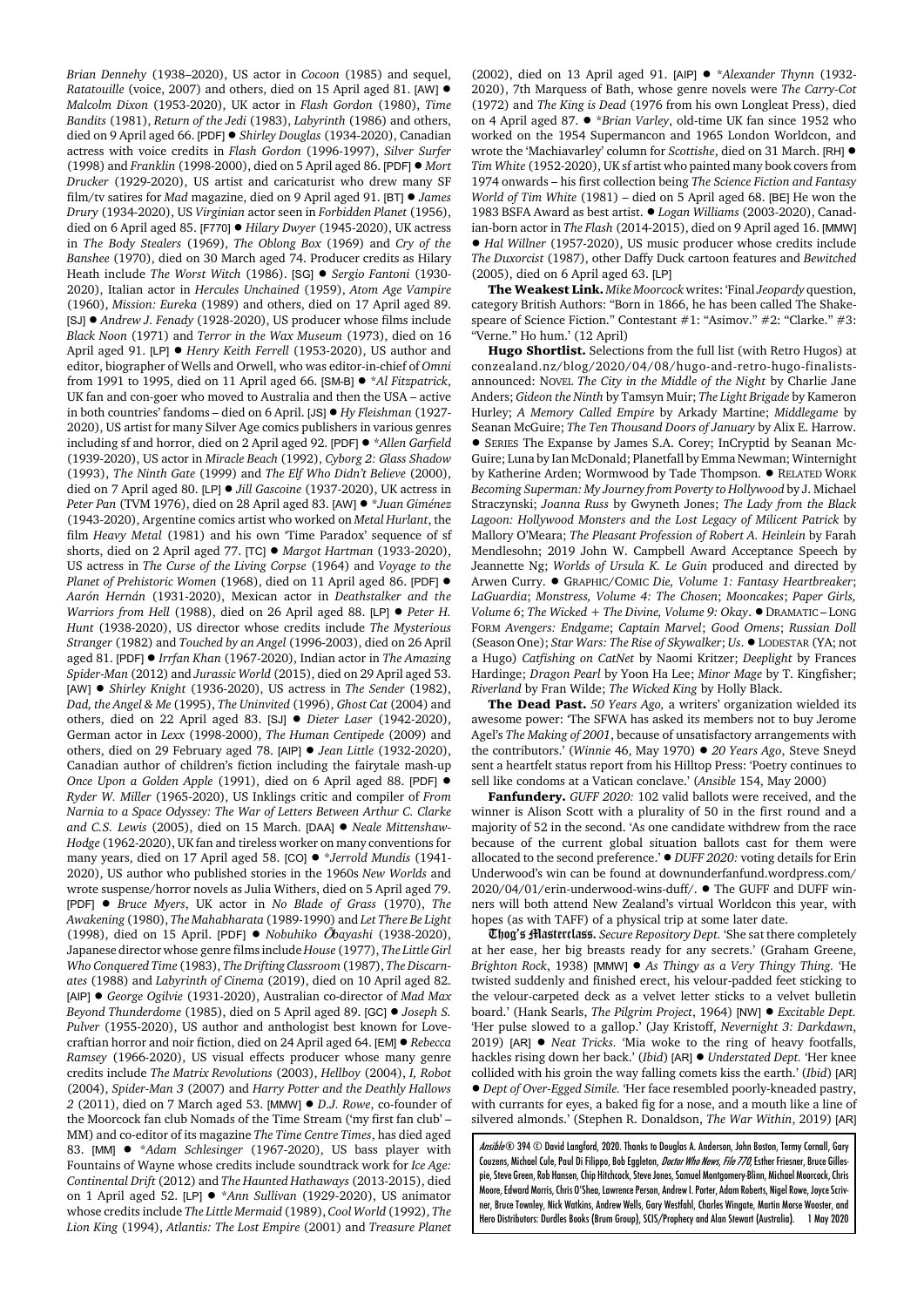*Brian Dennehy* (1938–2020), US actor in *Cocoon* (1985) and sequel, *Ratatouille* (voice, 2007) and others, died on 15 April aged 81. [AW] ● *Malcolm Dixon* (1953-2020), UK actor in *Flash Gordon* (1980), *Time Bandits* (1981), *Return of the Jedi* (1983), *Labyrinth* (1986) and others, died on 9 April aged 66. [PDF] ● *Shirley Douglas* (1934-2020), Canadian actress with voice credits in *Flash Gordon* (1996-1997), *Silver Surfer* (1998) and *Franklin* (1998-2000), died on 5 April aged 86. [PDF] ● *Mort Drucker* (1929-2020), US artist and caricaturist who drew many SF film/tv satires for *Mad* magazine, died on 9 April aged 91. [BT] ● *James Drury* (1934-2020), US *Virginian* actor seen in *Forbidden Planet* (1956), died on 6 April aged 85. [F770] ● *Hilary Dwyer* (1945-2020), UK actress in *The Body Stealers* (1969), *The Oblong Box* (1969) and *Cry of the Banshee* (1970), died on 30 March aged 74. Producer credits as Hilary Heath include *The Worst Witch* (1986). [SG] ● *Sergio Fantoni* (1930-2020), Italian actor in *Hercules Unchained* (1959), *Atom Age Vampire* (1960), *Mission: Eureka* (1989) and others, died on 17 April aged 89. [SJ] ● *Andrew J. Fenady* (1928-2020), US producer whose films include *Black Noon* (1971) and *Terror in the Wax Museum* (1973), died on 16 April aged 91. [LP] ● *Henry Keith Ferrell* (1953-2020), US author and editor, biographer of Wells and Orwell, who was editor-in-chief of *Omni* from 1991 to 1995, died on 11 April aged 66. [SM-B] ● *\*Al Fitzpatrick*, UK fan and con-goer who moved to Australia and then the USA – active in both countries' fandoms – died on 6 April. [JS] ● *Hy Fleishman* (1927-2020), US artist for many Silver Age comics publishers in various genres including sf and horror, died on 2 April aged 92. [PDF] ● *\*Allen Garfield* (1939-2020), US actor in *Miracle Beach* (1992), *Cyborg 2: Glass Shadow* (1993), *The Ninth Gate* (1999) and *The Elf Who Didn't Believe* (2000), died on 7 April aged 80. [LP] ● *Jill Gascoine* (1937-2020), UK actress in *Peter Pan* (TVM 1976), died on 28 April aged 83. [AW] ● *\*Juan Giménez* (1943-2020), Argentine comics artist who worked on *Metal Hurlant*, the film *Heavy Metal* (1981) and his own 'Time Paradox' sequence of sf shorts, died on 2 April aged 77. [TC] ● *Margot Hartman* (1933-2020), US actress in *The Curse of the Living Corpse* (1964) and *Voyage to the Planet of Prehistoric Women* (1968), died on 11 April aged 86. [PDF] ● *Aarón Hernán* (1931-2020), Mexican actor in *Deathstalker and the Warriors from Hell* (1988), died on 26 April aged 88. [LP] ● *Peter H. Hunt* (1938-2020), US director whose credits include *The Mysterious Stranger* (1982) and *Touched by an Angel* (1996-2003), died on 26 April aged 81. [PDF] ● *Irrfan Khan* (1967-2020), Indian actor in *The Amazing Spider-Man* (2012) and *Jurassic World* (2015), died on 29 April aged 53. [AW] ● *Shirley Knight* (1936-2020), US actress in *The Sender* (1982), *Dad, the Angel & Me* (1995), *The Uninvited* (1996), *Ghost Cat* (2004) and others, died on 22 April aged 83. [SJ] ● *Dieter Laser* (1942-2020), German actor in *Lexx* (1998-2000), *The Human Centipede* (2009) and others, died on 29 February aged 78. [AIP] ● *Jean Little* (1932-2020), Canadian author of children's fiction including the fairytale mash-up *Once Upon a Golden Apple* (1991), died on 6 April aged 88. [PDF] ● *Ryder W. Miller* (1965-2020), US Inklings critic and compiler of *From Narnia to a Space Odyssey: The War of Letters Between Arthur C. Clarke and C.S. Lewis* (2005), died on 15 March. [DAA] ● *Neale Mittenshaw-Hodge* (1962-2020), UK fan and tireless worker on many conventions for many years, died on 17 April aged 58. [CO] ● *\*Jerrold Mundis* (1941-2020), US author who published stories in the 1960s *New Worlds* and wrote suspense/horror novels as Julia Withers, died on 5 April aged 79. [PDF] ● *Bruce Myers*, UK actor in *No Blade of Grass* (1970), *The Awakening* (1980), *The Mahabharata* (1989-1990) and *Let There Be Light* (1998), died on 15 April. [PDF] ● *Nobuhiko Ōbayashi* (1938-2020), Japanese director whose genre films include *House* (1977), *The Little Girl Who Conquered Time* (1983), *The Drifting Classroom* (1987), *The Discarnates* (1988) and *Labyrinth of Cinema* (2019), died on 10 April aged 82. [AIP] ● *George Ogilvie* (1931-2020), Australian co-director of *Mad Max Beyond Thunderdome* (1985), died on 5 April aged 89. [GC] ● *Joseph S. Pulver* (1955-2020), US author and anthologist best known for Lovecraftian horror and noir fiction, died on 24 April aged 64. [EM] ● *Rebecca Ramsey* (1966-2020), US visual effects producer whose many genre credits include *The Matrix Revolutions* (2003), *Hellboy* (2004), *I, Robot* (2004), *Spider-Man 3* (2007) and *Harry Potter and the Deathly Hallows 2* (2011), died on 7 March aged 53. [MMW] ● *D.J. Rowe*, co-founder of the Moorcock fan club Nomads of the Time Stream ('my first fan club' – MM) and co-editor of its magazine *The Time Centre Times*, has died aged 83. [MM] ● *\*Adam Schlesinger* (1967-2020), US bass player with Fountains of Wayne whose credits include soundtrack work for *Ice Age: Continental Drift* (2012) and *The Haunted Hathaways* (2013-2015), died on 1 April aged 52. [LP] ● *\*Ann Sullivan* (1929-2020), US animator whose credits include *The Little Mermaid* (1989), *Cool World* (1992), *The Lion King* (1994), *Atlantis: The Lost Empire* (2001) and *Treasure Planet* (2002), died on 13 April aged 91. [AIP] ● *\*Alexander Thynn* (1932-2020), 7th Marquess of Bath, whose genre novels were *The Carry-Cot* (1972) and *The King is Dead* (1976 from his own Longleat Press), died on 4 April aged 87. ● *\*Brian Varley*, old-time UK fan since 1952 who worked on the 1954 Supermancon and 1965 London Worldcon, and wrote the 'Machiavarley' column for *Scottishe*, died on 31 March. [RH] ● *Tim White* (1952-2020), UK sf artist who painted many book covers from 1974 onwards – his first collection being *The Science Fiction and Fantasy World of Tim White* (1981) – died on 5 April aged 68. [BE] He won the 1983 BSFA Award as best artist. ● *Logan Williams* (2003-2020), Canadian-born actor in *The Flash* (2014-2015), died on 9 April aged 16. [MMW] ● *Hal Willner* (1957-2020), US music producer whose credits include *The Duxorcist* (1987), other Daffy Duck cartoon features and *Bewitched* (2005), died on 6 April aged 63. [LP]

**The Weakest Link.** *Mike Moorcock* writes: 'Final *Jeopardy* question, category British Authors: "Born in 1866, he has been called The Shakespeare of Science Fiction." Contestant #1: "Asimov." #2: "Clarke." #3: "Verne." Ho hum.' (12 April)

**Hugo Shortlist.** Selections from the full list (with Retro Hugos) at conzealand.nz/blog/2020/04/08/hugo-and-retro-hugo-finalists-announced: NOVEL *The City in the Middle of the Night* by Charlie Jane Anders; *Gideon the Ninth* by Tamsyn Muir; *The Light Brigade* by Kameron Hurley; *A Memory Called Empire* by Arkady Martine; *Middlegame* by Seanan McGuire; *The Ten Thousand Doors of January* by Alix E. Harrow. ● SERIES The Expanse by James S.A. Corey; InCryptid by Seanan McGuire; Luna by Ian McDonald; Planetfall by Emma Newman; Winternight by Katherine Arden; Wormwood by Tade Thompson. ● RELATED WORK *Becoming Superman: My Journey from Poverty to Hollywood* by J. Michael Straczynski; *Joanna Russ* by Gwyneth Jones; *The Lady from the Black Lagoon: Hollywood Monsters and the Lost Legacy of Milicent Patrick* by Mallory O'Meara; *The Pleasant Profession of Robert A. Heinlein* by Farah Mendlesohn; 2019 John W. Campbell Award Acceptance Speech by Jeannette Ng; *Worlds of Ursula K. Le Guin* produced and directed by Arwen Curry. ● GRAPHIC/COMIC *Die, Volume 1: Fantasy Heartbreaker*; *LaGuardia*; *Monstress, Volume 4: The Chosen*; *Mooncakes*; *Paper Girls, Volume 6*; *The Wicked + The Divine, Volume 9: Okay*. ● DRAMATIC – LONG FORM *Avengers: Endgame*; *Captain Marvel*; *Good Omens*; *Russian Doll* (Season One); *Star Wars: The Rise of Skywalker*; *Us*. ● LODESTAR (YA; not a Hugo) *Catfishing on CatNet* by Naomi Kritzer; *Deeplight* by Frances Hardinge; *Dragon Pearl* by Yoon Ha Lee; *Minor Mage* by T. Kingfisher; *Riverland* by Fran Wilde; *The Wicked King* by Holly Black.

**The Dead Past.** *50 Years Ago,* a writers' organization wielded its awesome power: 'The SFWA has asked its members not to buy Jerome Agel's *The Making of 2001*, because of unsatisfactory arrangements with the contributors.' (*Winnie* 46, May 1970) ● *20 Years Ago*, Steve Sneyd sent a heartfelt status report from his Hilltop Press: 'Poetry continues to sell like condoms at a Vatican conclave.' (*Ansible* 154, May 2000)

**Fanfundery.** *GUFF 2020:* 102 valid ballots were received, and the winner is Alison Scott with a plurality of 50 in the first round and a majority of 52 in the second. 'As one candidate withdrew from the race because of the current global situation ballots cast for them were allocated to the second preference.' ● *DUFF 2020:* voting details for Erin Underwood's win can be found at downunderfanfund.wordpress.com/2020/04/01/erin-underwood-wins-duff/. ● The GUFF and DUFF winners will both attend New Zealand's virtual Worldcon this year, with hopes (as with TAFF) of a physical trip at some later date.

**Thog's Masterclass.** *Secure Repository Dept.* 'She sat there completely at her ease, her big breasts ready for any secrets.' (Graham Greene, *Brighton Rock*, 1938) [MMW] ● *As Thingy as a Very Thingy Thing.* 'He twisted suddenly and finished erect, his velour-padded feet sticking to the velour-carpeted deck as a velvet letter sticks to a velvet bulletin board.' (Hank Searls, *The Pilgrim Project*, 1964) [NW] ● *Excitable Dept.* 'Her pulse slowed to a gallop.' (Jay Kristoff, *Nevernight 3: Darkdawn*, 2019) [AR] ● *Neat Tricks.* 'Mia woke to the ring of heavy footfalls, hackles rising down her back.' (*Ibid*) [AR] ● *Understated Dept.* 'Her knee collided with his groin the way falling comets kiss the earth.' (*Ibid*) [AR] ● *Dept of Over-Egged Simile.* 'Her face resembled poorly-kneaded pastry, with currants for eyes, a baked fig for a nose, and a mouth like a line of silvered almonds.' (Stephen R. Donaldson, *The War Within*, 2019) [AR]

*Ansible*® 394 © David Langford, 2020. Thanks to Douglas A. Anderson, John Boston, Termy Cornall, Gary Couzens, Michael Cule, Paul Di Filippo, Bob Eggleton, *Doctor Who News*, *File 770*, Esther Friesner, Bruce Gillespie, Steve Green, Rob Hansen, Chip Hitchcock, Steve Jones, Samuel Montgomery-Blinn, Michael Moorcock, Chris Moore, Edward Morris, Chris O'Shea, Lawrence Person, Andrew I. Porter, Adam Roberts, Nigel Rowe, Joyce Scrivner, Bruce Townley, Nick Watkins, Andrew Wells, Gary Westfahl, Charles Wingate, Martin Morse Wooster, and Hero Distributors: Durdles Books (Brum Group), SCIS/Prophecy and Alan Stewart (Australia). 1 May 2020